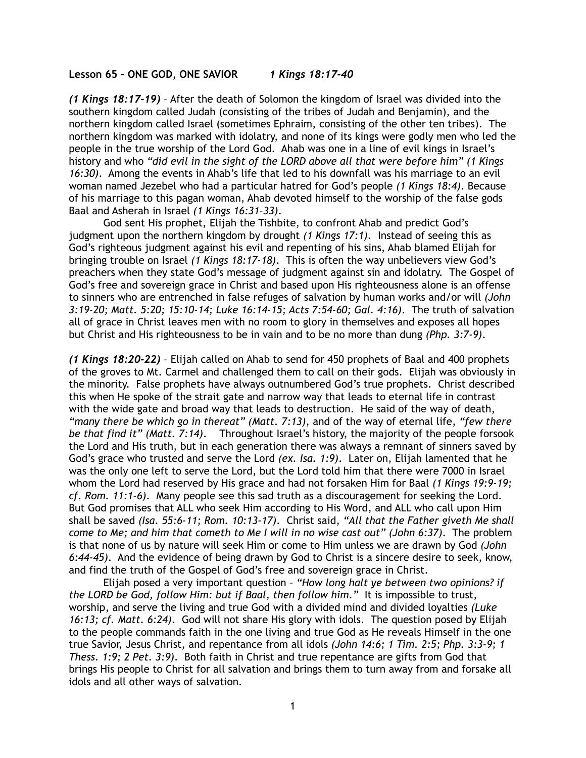**Lesson 65 – ONE GOD, ONE SAVIOR** ***1 Kings 18:17-40***

***(1 Kings 18:17-19)*** – After the death of Solomon the kingdom of Israel was divided into the southern kingdom called Judah (consisting of the tribes of Judah and Benjamin), and the northern kingdom called Israel (sometimes Ephraim, consisting of the other ten tribes). The northern kingdom was marked with idolatry, and none of its kings were godly men who led the people in the true worship of the Lord God. Ahab was one in a line of evil kings in Israel's history and who *"did evil in the sight of the LORD above all that were before him" (1 Kings 16:30)*. Among the events in Ahab's life that led to his downfall was his marriage to an evil woman named Jezebel who had a particular hatred for God's people *(1 Kings 18:4)*. Because of his marriage to this pagan woman, Ahab devoted himself to the worship of the false gods Baal and Asherah in Israel *(1 Kings 16:31-33)*.

God sent His prophet, Elijah the Tishbite, to confront Ahab and predict God's judgment upon the northern kingdom by drought *(1 Kings 17:1)*. Instead of seeing this as God's righteous judgment against his evil and repenting of his sins, Ahab blamed Elijah for bringing trouble on Israel *(1 Kings 18:17-18)*. This is often the way unbelievers view God's preachers when they state God's message of judgment against sin and idolatry. The Gospel of God's free and sovereign grace in Christ and based upon His righteousness alone is an offense to sinners who are entrenched in false refuges of salvation by human works and/or will *(John 3:19-20; Matt. 5:20; 15:10-14; Luke 16:14-15; Acts 7:54-60; Gal. 4:16)*. The truth of salvation all of grace in Christ leaves men with no room to glory in themselves and exposes all hopes but Christ and His righteousness to be in vain and to be no more than dung *(Php. 3:7-9)*.

***(1 Kings 18:20-22)*** – Elijah called on Ahab to send for 450 prophets of Baal and 400 prophets of the groves to Mt. Carmel and challenged them to call on their gods. Elijah was obviously in the minority. False prophets have always outnumbered God's true prophets. Christ described this when He spoke of the strait gate and narrow way that leads to eternal life in contrast with the wide gate and broad way that leads to destruction. He said of the way of death, *"many there be which go in thereat" (Matt. 7:13)*, and of the way of eternal life, *"few there be that find it" (Matt. 7:14)*. Throughout Israel's history, the majority of the people forsook the Lord and His truth, but in each generation there was always a remnant of sinners saved by God's grace who trusted and serve the Lord *(ex. Isa. 1:9)*. Later on, Elijah lamented that he was the only one left to serve the Lord, but the Lord told him that there were 7000 in Israel whom the Lord had reserved by His grace and had not forsaken Him for Baal *(1 Kings 19:9-19; cf. Rom. 11:1-6)*. Many people see this sad truth as a discouragement for seeking the Lord. But God promises that ALL who seek Him according to His Word, and ALL who call upon Him shall be saved *(Isa. 55:6-11; Rom. 10:13-17)*. Christ said, *"All that the Father giveth Me shall come to Me; and him that cometh to Me I will in no wise cast out" (John 6:37)*. The problem is that none of us by nature will seek Him or come to Him unless we are drawn by God *(John 6:44-45)*. And the evidence of being drawn by God to Christ is a sincere desire to seek, know, and find the truth of the Gospel of God's free and sovereign grace in Christ.

Elijah posed a very important question – *"How long halt ye between two opinions? if the LORD be God, follow Him: but if Baal, then follow him."* It is impossible to trust, worship, and serve the living and true God with a divided mind and divided loyalties *(Luke 16:13; cf. Matt. 6:24)*. God will not share His glory with idols. The question posed by Elijah to the people commands faith in the one living and true God as He reveals Himself in the one true Savior, Jesus Christ, and repentance from all idols *(John 14:6; 1 Tim. 2:5; Php. 3:3-9; 1 Thess. 1:9; 2 Pet. 3:9)*. Both faith in Christ and true repentance are gifts from God that brings His people to Christ for all salvation and brings them to turn away from and forsake all idols and all other ways of salvation.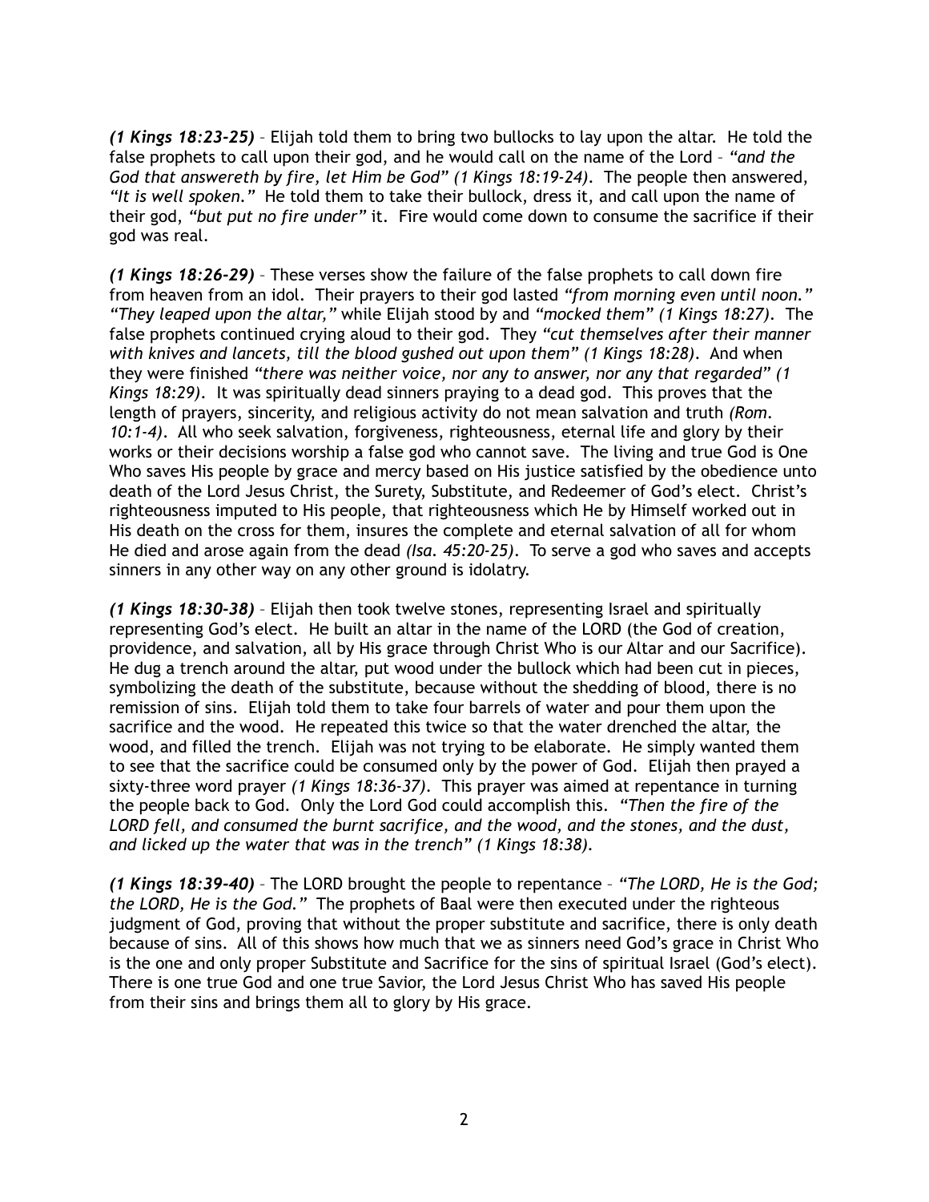***(1 Kings 18:23-25)*** – Elijah told them to bring two bullocks to lay upon the altar. He told the false prophets to call upon their god, and he would call on the name of the Lord – *"and the God that answereth by fire, let Him be God" (1 Kings 18:19-24)*. The people then answered, *"It is well spoken."* He told them to take their bullock, dress it, and call upon the name of their god, *"but put no fire under"* it. Fire would come down to consume the sacrifice if their god was real.

***(1 Kings 18:26-29)*** – These verses show the failure of the false prophets to call down fire from heaven from an idol. Their prayers to their god lasted *"from morning even until noon." "They leaped upon the altar,"* while Elijah stood by and *"mocked them" (1 Kings 18:27)*. The false prophets continued crying aloud to their god. They *"cut themselves after their manner with knives and lancets, till the blood gushed out upon them" (1 Kings 18:28)*. And when they were finished *"there was neither voice, nor any to answer, nor any that regarded" (1 Kings 18:29)*. It was spiritually dead sinners praying to a dead god. This proves that the length of prayers, sincerity, and religious activity do not mean salvation and truth *(Rom. 10:1-4)*. All who seek salvation, forgiveness, righteousness, eternal life and glory by their works or their decisions worship a false god who cannot save. The living and true God is One Who saves His people by grace and mercy based on His justice satisfied by the obedience unto death of the Lord Jesus Christ, the Surety, Substitute, and Redeemer of God's elect. Christ's righteousness imputed to His people, that righteousness which He by Himself worked out in His death on the cross for them, insures the complete and eternal salvation of all for whom He died and arose again from the dead *(Isa. 45:20-25)*. To serve a god who saves and accepts sinners in any other way on any other ground is idolatry.

***(1 Kings 18:30-38)*** – Elijah then took twelve stones, representing Israel and spiritually representing God's elect. He built an altar in the name of the LORD (the God of creation, providence, and salvation, all by His grace through Christ Who is our Altar and our Sacrifice). He dug a trench around the altar, put wood under the bullock which had been cut in pieces, symbolizing the death of the substitute, because without the shedding of blood, there is no remission of sins. Elijah told them to take four barrels of water and pour them upon the sacrifice and the wood. He repeated this twice so that the water drenched the altar, the wood, and filled the trench. Elijah was not trying to be elaborate. He simply wanted them to see that the sacrifice could be consumed only by the power of God. Elijah then prayed a sixty-three word prayer *(1 Kings 18:36-37)*. This prayer was aimed at repentance in turning the people back to God. Only the Lord God could accomplish this. *"Then the fire of the LORD fell, and consumed the burnt sacrifice, and the wood, and the stones, and the dust, and licked up the water that was in the trench" (1 Kings 18:38)*.

***(1 Kings 18:39-40)*** – The LORD brought the people to repentance – *"The LORD, He is the God; the LORD, He is the God."* The prophets of Baal were then executed under the righteous judgment of God, proving that without the proper substitute and sacrifice, there is only death because of sins. All of this shows how much that we as sinners need God's grace in Christ Who is the one and only proper Substitute and Sacrifice for the sins of spiritual Israel (God's elect). There is one true God and one true Savior, the Lord Jesus Christ Who has saved His people from their sins and brings them all to glory by His grace.